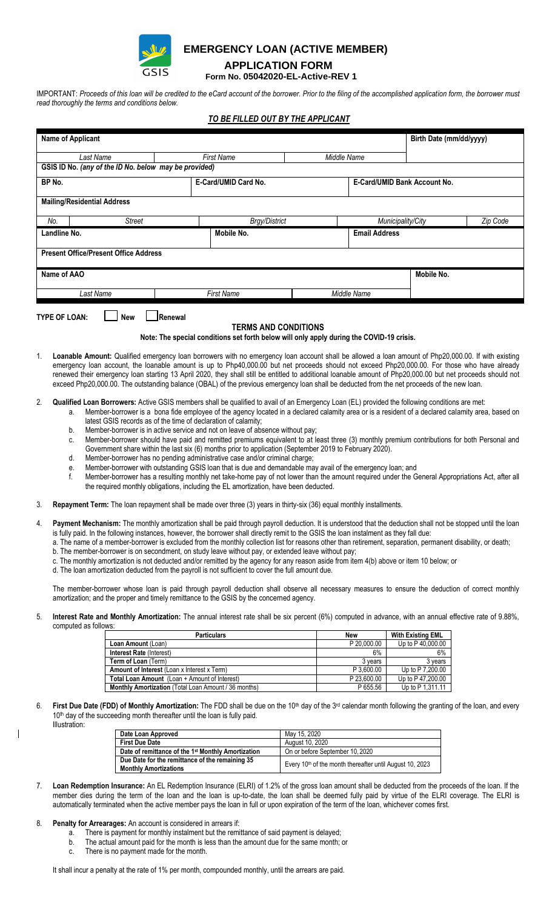# EMERGENCY LOAN (ACTIVE MEMBER)

## APPLICATION FORM

**Form No. 05042020-EL-Active-REV 1**

IMPORTANT: *Proceeds of this loan will be credited to the eCard account of the borrower. Prior to the filing of the accomplished application form, the borrower must read thoroughly the terms and conditions below.*

***TO BE FILLED OUT BY THE APPLICANT***

| **Name of Applicant** | | | | | **Birth Date (mm/dd/yyyy)** |
|---|---|---|---|---|---|
| *Last Name* | | *First Name* | *Middle Name* | | |
| **GSIS ID No.** *(any of the ID No. below may be provided)* | | | | | |
| **BP No.** | | **E-Card/UMID Card No.** | | **E-Card/UMID Bank Account No.** | |
| **Mailing/Residential Address** | | | | | |
| *No.* | *Street* | *Brgy/District* | *Municipality/City* | | *Zip Code* |
| **Landline No.** | | **Mobile No.** | **Email Address** | | |
| **Present Office/Present Office Address** | | | | | |
| **Name of AAO** | | | | | **Mobile No.** |
| *Last Name* | | *First Name* | *Middle Name* | | |

**TYPE OF LOAN:** ☐ **New** ☐ **Renewal**

### TERMS AND CONDITIONS

**Note: The special conditions set forth below will only apply during the COVID-19 crisis.**

1. **Loanable Amount:** Qualified emergency loan borrowers with no emergency loan account shall be allowed a loan amount of Php20,000.00. If with existing emergency loan account, the loanable amount is up to Php40,000.00 but net proceeds should not exceed Php20,000.00. For those who have already renewed their emergency loan starting 13 April 2020, they shall still be entitled to additional loanable amount of Php20,000.00 but net proceeds should not exceed Php20,000.00. The outstanding balance (OBAL) of the previous emergency loan shall be deducted from the net proceeds of the new loan.

2. **Qualified Loan Borrowers:** Active GSIS members shall be qualified to avail of an Emergency Loan (EL) provided the following conditions are met:
   a. Member-borrower is a bona fide employee of the agency located in a declared calamity area or is a resident of a declared calamity area, based on latest GSIS records as of the time of declaration of calamity;
   b. Member-borrower is in active service and not on leave of absence without pay;
   c. Member-borrower should have paid and remitted premiums equivalent to at least three (3) monthly premium contributions for both Personal and Government share within the last six (6) months prior to application (September 2019 to February 2020).
   d. Member-borrower has no pending administrative case and/or criminal charge;
   e. Member-borrower with outstanding GSIS loan that is due and demandable may avail of the emergency loan; and
   f. Member-borrower has a resulting monthly net take-home pay of not lower than the amount required under the General Appropriations Act, after all the required monthly obligations, including the EL amortization, have been deducted.

3. **Repayment Term:** The loan repayment shall be made over three (3) years in thirty-six (36) equal monthly installments.

4. **Payment Mechanism:** The monthly amortization shall be paid through payroll deduction. It is understood that the deduction shall not be stopped until the loan is fully paid. In the following instances, however, the borrower shall directly remit to the GSIS the loan instalment as they fall due:
   a. The name of a member-borrower is excluded from the monthly collection list for reasons other than retirement, separation, permanent disability, or death;
   b. The member-borrower is on secondment, on study leave without pay, or extended leave without pay;
   c. The monthly amortization is not deducted and/or remitted by the agency for any reason aside from item 4(b) above or item 10 below; or
   d. The loan amortization deducted from the payroll is not sufficient to cover the full amount due.

   The member-borrower whose loan is paid through payroll deduction shall observe all necessary measures to ensure the deduction of correct monthly amortization; and the proper and timely remittance to the GSIS by the concerned agency.

5. **Interest Rate and Monthly Amortization:** The annual interest rate shall be six percent (6%) computed in advance, with an annual effective rate of 9.88%, computed as follows:

| **Particulars** | **New** | **With Existing EML** |
|---|---|---|
| **Loan Amount** (Loan) | P 20,000.00 | Up to P 40,000.00 |
| **Interest Rate** (Interest) | 6% | 6% |
| **Term of Loan** (Term) | 3 years | 3 years |
| **Amount of Interest** (Loan x Interest x Term) | P 3,600.00 | Up to P 7,200.00 |
| **Total Loan Amount** (Loan + Amount of Interest) | P 23,600.00 | Up to P 47,200.00 |
| **Monthly Amortization** (Total Loan Amount / 36 months) | P 655.56 | Up to P 1,311.11 |

6. **First Due Date (FDD) of Monthly Amortization:** The FDD shall be due on the 10th day of the 3rd calendar month following the granting of the loan, and every 10th day of the succeeding month thereafter until the loan is fully paid.
   Illustration:

| **Date Loan Approved** | May 15, 2020 |
|---|---|
| **First Due Date** | August 10, 2020 |
| **Date of remittance of the 1st Monthly Amortization** | On or before September 10, 2020 |
| **Due Date for the remittance of the remaining 35 Monthly Amortizations** | Every 10th of the month thereafter until August 10, 2023 |

7. **Loan Redemption Insurance:** An EL Redemption Insurance (ELRI) of 1.2% of the gross loan amount shall be deducted from the proceeds of the loan. If the member dies during the term of the loan and the loan is up-to-date, the loan shall be deemed fully paid by virtue of the ELRI coverage. The ELRI is automatically terminated when the active member pays the loan in full or upon expiration of the term of the loan, whichever comes first.

8. **Penalty for Arrearages:** An account is considered in arrears if:
   a. There is payment for monthly instalment but the remittance of said payment is delayed;
   b. The actual amount paid for the month is less than the amount due for the same month; or
   c. There is no payment made for the month.

   It shall incur a penalty at the rate of 1% per month, compounded monthly, until the arrears are paid.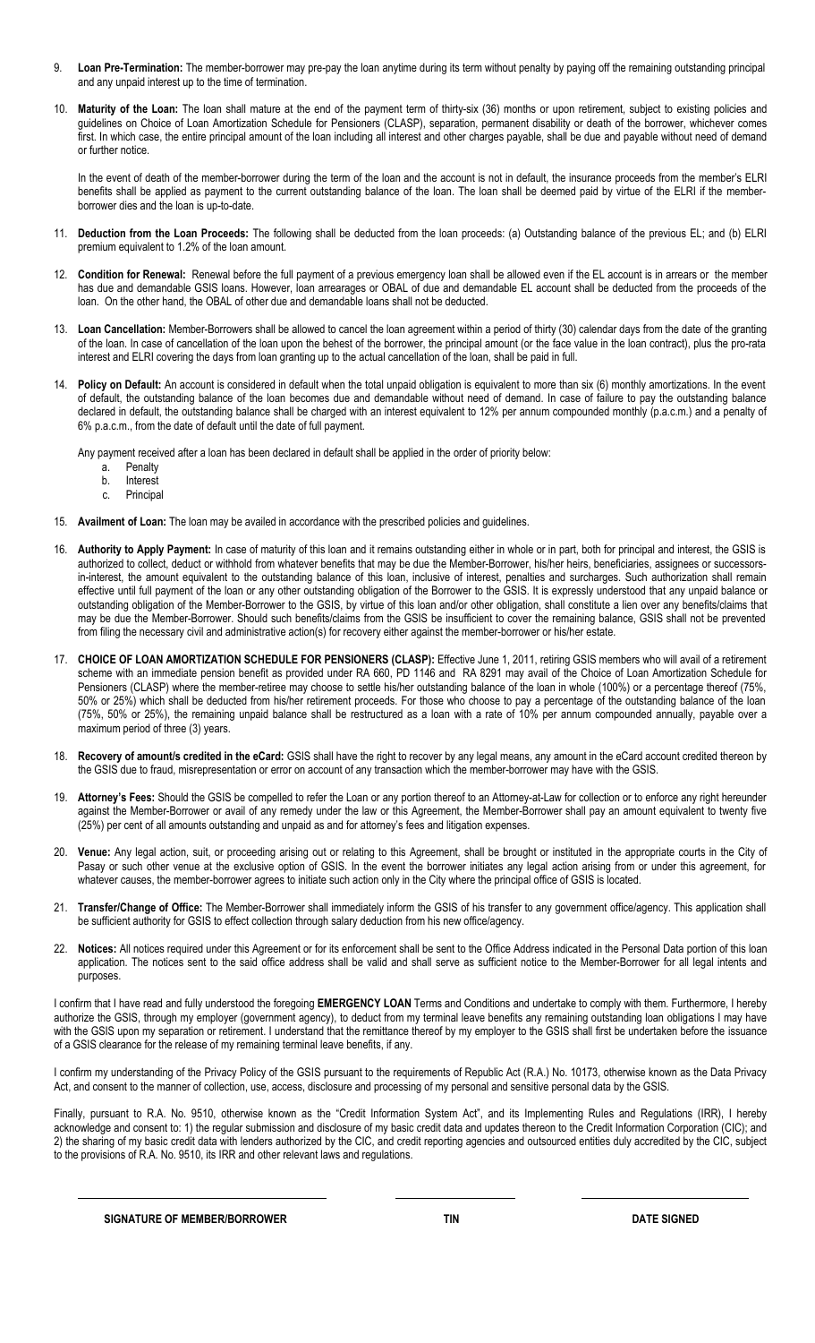9. **Loan Pre-Termination:** The member-borrower may pre-pay the loan anytime during its term without penalty by paying off the remaining outstanding principal and any unpaid interest up to the time of termination.

10. **Maturity of the Loan:** The loan shall mature at the end of the payment term of thirty-six (36) months or upon retirement, subject to existing policies and guidelines on Choice of Loan Amortization Schedule for Pensioners (CLASP), separation, permanent disability or death of the borrower, whichever comes first. In which case, the entire principal amount of the loan including all interest and other charges payable, shall be due and payable without need of demand or further notice.

    In the event of death of the member-borrower during the term of the loan and the account is not in default, the insurance proceeds from the member's ELRI benefits shall be applied as payment to the current outstanding balance of the loan. The loan shall be deemed paid by virtue of the ELRI if the member-borrower dies and the loan is up-to-date.

11. **Deduction from the Loan Proceeds:** The following shall be deducted from the loan proceeds: (a) Outstanding balance of the previous EL; and (b) ELRI premium equivalent to 1.2% of the loan amount.

12. **Condition for Renewal:** Renewal before the full payment of a previous emergency loan shall be allowed even if the EL account is in arrears or the member has due and demandable GSIS loans. However, loan arrearages or OBAL of due and demandable EL account shall be deducted from the proceeds of the loan. On the other hand, the OBAL of other due and demandable loans shall not be deducted.

13. **Loan Cancellation:** Member-Borrowers shall be allowed to cancel the loan agreement within a period of thirty (30) calendar days from the date of the granting of the loan. In case of cancellation of the loan upon the behest of the borrower, the principal amount (or the face value in the loan contract), plus the pro-rata interest and ELRI covering the days from loan granting up to the actual cancellation of the loan, shall be paid in full.

14. **Policy on Default:** An account is considered in default when the total unpaid obligation is equivalent to more than six (6) monthly amortizations. In the event of default, the outstanding balance of the loan becomes due and demandable without need of demand. In case of failure to pay the outstanding balance declared in default, the outstanding balance shall be charged with an interest equivalent to 12% per annum compounded monthly (p.a.c.m.) and a penalty of 6% p.a.c.m., from the date of default until the date of full payment.

    Any payment received after a loan has been declared in default shall be applied in the order of priority below:

    a. Penalty
    b. Interest
    c. Principal

15. **Availment of Loan:** The loan may be availed in accordance with the prescribed policies and guidelines.

16. **Authority to Apply Payment:** In case of maturity of this loan and it remains outstanding either in whole or in part, both for principal and interest, the GSIS is authorized to collect, deduct or withhold from whatever benefits that may be due the Member-Borrower, his/her heirs, beneficiaries, assignees or successors-in-interest, the amount equivalent to the outstanding balance of this loan, inclusive of interest, penalties and surcharges. Such authorization shall remain effective until full payment of the loan or any other outstanding obligation of the Borrower to the GSIS. It is expressly understood that any unpaid balance or outstanding obligation of the Member-Borrower to the GSIS, by virtue of this loan and/or other obligation, shall constitute a lien over any benefits/claims that may be due the Member-Borrower. Should such benefits/claims from the GSIS be insufficient to cover the remaining balance, GSIS shall not be prevented from filing the necessary civil and administrative action(s) for recovery either against the member-borrower or his/her estate.

17. **CHOICE OF LOAN AMORTIZATION SCHEDULE FOR PENSIONERS (CLASP):** Effective June 1, 2011, retiring GSIS members who will avail of a retirement scheme with an immediate pension benefit as provided under RA 660, PD 1146 and RA 8291 may avail of the Choice of Loan Amortization Schedule for Pensioners (CLASP) where the member-retiree may choose to settle his/her outstanding balance of the loan in whole (100%) or a percentage thereof (75%, 50% or 25%) which shall be deducted from his/her retirement proceeds. For those who choose to pay a percentage of the outstanding balance of the loan (75%, 50% or 25%), the remaining unpaid balance shall be restructured as a loan with a rate of 10% per annum compounded annually, payable over a maximum period of three (3) years.

18. **Recovery of amount/s credited in the eCard:** GSIS shall have the right to recover by any legal means, any amount in the eCard account credited thereon by the GSIS due to fraud, misrepresentation or error on account of any transaction which the member-borrower may have with the GSIS.

19. **Attorney's Fees:** Should the GSIS be compelled to refer the Loan or any portion thereof to an Attorney-at-Law for collection or to enforce any right hereunder against the Member-Borrower or avail of any remedy under the law or this Agreement, the Member-Borrower shall pay an amount equivalent to twenty five (25%) per cent of all amounts outstanding and unpaid as and for attorney's fees and litigation expenses.

20. **Venue:** Any legal action, suit, or proceeding arising out or relating to this Agreement, shall be brought or instituted in the appropriate courts in the City of Pasay or such other venue at the exclusive option of GSIS. In the event the borrower initiates any legal action arising from or under this agreement, for whatever causes, the member-borrower agrees to initiate such action only in the City where the principal office of GSIS is located.

21. **Transfer/Change of Office:** The Member-Borrower shall immediately inform the GSIS of his transfer to any government office/agency. This application shall be sufficient authority for GSIS to effect collection through salary deduction from his new office/agency.

22. **Notices:** All notices required under this Agreement or for its enforcement shall be sent to the Office Address indicated in the Personal Data portion of this loan application. The notices sent to the said office address shall be valid and shall serve as sufficient notice to the Member-Borrower for all legal intents and purposes.

I confirm that I have read and fully understood the foregoing **EMERGENCY LOAN** Terms and Conditions and undertake to comply with them. Furthermore, I hereby authorize the GSIS, through my employer (government agency), to deduct from my terminal leave benefits any remaining outstanding loan obligations I may have with the GSIS upon my separation or retirement. I understand that the remittance thereof by my employer to the GSIS shall first be undertaken before the issuance of a GSIS clearance for the release of my remaining terminal leave benefits, if any.

I confirm my understanding of the Privacy Policy of the GSIS pursuant to the requirements of Republic Act (R.A.) No. 10173, otherwise known as the Data Privacy Act, and consent to the manner of collection, use, access, disclosure and processing of my personal and sensitive personal data by the GSIS.

Finally, pursuant to R.A. No. 9510, otherwise known as the "Credit Information System Act", and its Implementing Rules and Regulations (IRR), I hereby acknowledge and consent to: 1) the regular submission and disclosure of my basic credit data and updates thereon to the Credit Information Corporation (CIC); and 2) the sharing of my basic credit data with lenders authorized by the CIC, and credit reporting agencies and outsourced entities duly accredited by the CIC, subject to the provisions of R.A. No. 9510, its IRR and other relevant laws and regulations.

| | | |
|---|---|---|
| ______________________________ | ______________________ | ______________________ |
| **SIGNATURE OF MEMBER/BORROWER** | **TIN** | **DATE SIGNED** |